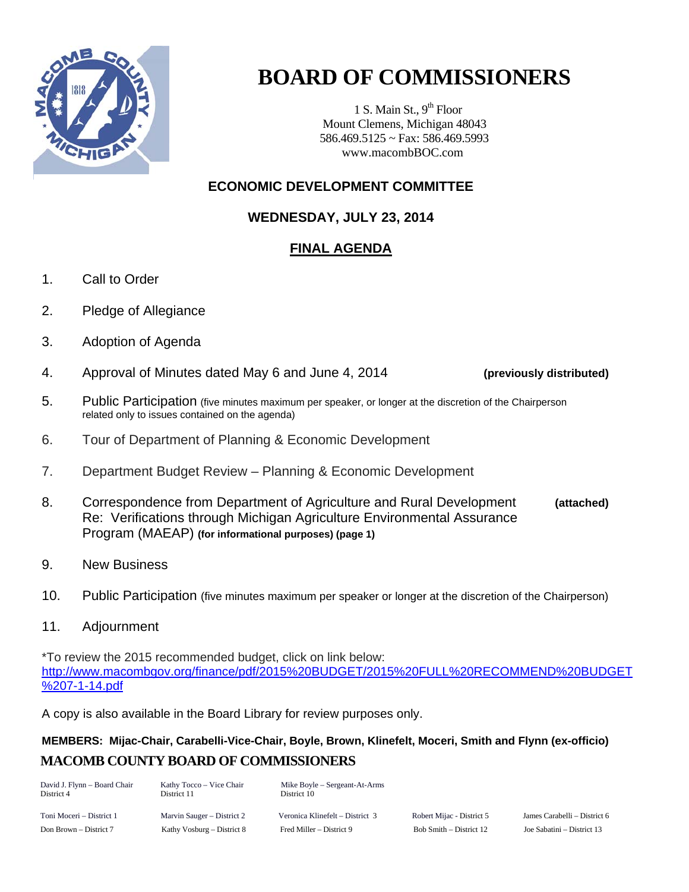# BOARD OF COMMISSIONERS

1 S. Main St., 9th Floor
Mount Clemens, Michigan 48043
586.469.5125 ~ Fax: 586.469.5993
www.macombBOC.com

## ECONOMIC DEVELOPMENT COMMITTEE

### WEDNESDAY, JULY 23, 2014

### FINAL AGENDA

1. Call to Order
2. Pledge of Allegiance
3. Adoption of Agenda
4. Approval of Minutes dated May 6 and June 4, 2014 **(previously distributed)**
5. Public Participation (five minutes maximum per speaker, or longer at the discretion of the Chairperson related only to issues contained on the agenda)
6. Tour of Department of Planning & Economic Development
7. Department Budget Review – Planning & Economic Development
8. Correspondence from Department of Agriculture and Rural Development **(attached)**
   Re: Verifications through Michigan Agriculture Environmental Assurance Program (MAEAP) **(for informational purposes) (page 1)**
9. New Business
10. Public Participation (five minutes maximum per speaker or longer at the discretion of the Chairperson)
11. Adjournment

*To review the 2015 recommended budget, click on link below:
http://www.macombgov.org/finance/pdf/2015%20BUDGET/2015%20FULL%20RECOMMEND%20BUDGET%207-1-14.pdf

A copy is also available in the Board Library for review purposes only.

**MEMBERS: Mijac-Chair, Carabelli-Vice-Chair, Boyle, Brown, Klinefelt, Moceri, Smith and Flynn (ex-officio)**

**MACOMB COUNTY BOARD OF COMMISSIONERS**

David J. Flynn – Board Chair, District 4
Kathy Tocco – Vice Chair, District 11
Mike Boyle – Sergeant-At-Arms, District 10

Toni Moceri – District 1
Marvin Sauger – District 2
Veronica Klinefelt – District 3
Robert Mijac - District 5
James Carabelli – District 6
Don Brown – District 7
Kathy Vosburg – District 8
Fred Miller – District 9
Bob Smith – District 12
Joe Sabatini – District 13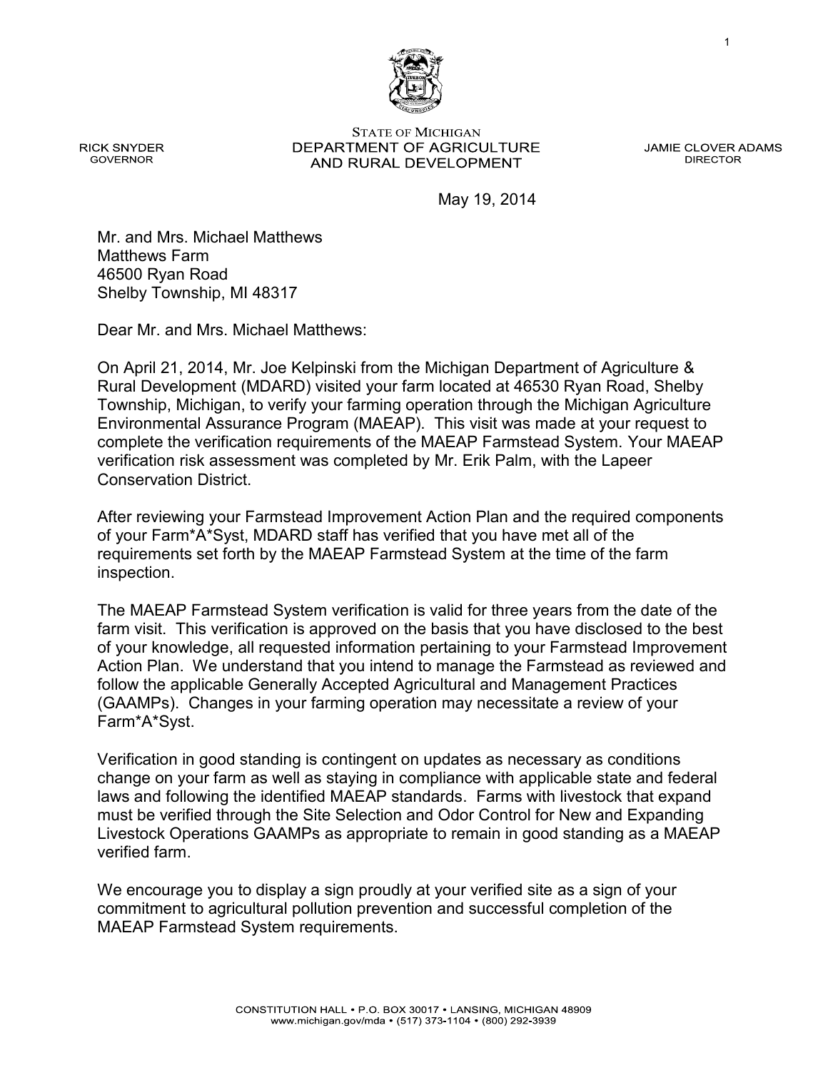STATE OF MICHIGAN
DEPARTMENT OF AGRICULTURE
AND RURAL DEVELOPMENT

RICK SNYDER
GOVERNOR

JAMIE CLOVER ADAMS
DIRECTOR

May 19, 2014

Mr. and Mrs. Michael Matthews
Matthews Farm
46500 Ryan Road
Shelby Township, MI 48317

Dear Mr. and Mrs. Michael Matthews:

On April 21, 2014, Mr. Joe Kelpinski from the Michigan Department of Agriculture & Rural Development (MDARD) visited your farm located at 46530 Ryan Road, Shelby Township, Michigan, to verify your farming operation through the Michigan Agriculture Environmental Assurance Program (MAEAP). This visit was made at your request to complete the verification requirements of the MAEAP Farmstead System. Your MAEAP verification risk assessment was completed by Mr. Erik Palm, with the Lapeer Conservation District.

After reviewing your Farmstead Improvement Action Plan and the required components of your Farm*A*Syst, MDARD staff has verified that you have met all of the requirements set forth by the MAEAP Farmstead System at the time of the farm inspection.

The MAEAP Farmstead System verification is valid for three years from the date of the farm visit. This verification is approved on the basis that you have disclosed to the best of your knowledge, all requested information pertaining to your Farmstead Improvement Action Plan. We understand that you intend to manage the Farmstead as reviewed and follow the applicable Generally Accepted Agricultural and Management Practices (GAAMPs). Changes in your farming operation may necessitate a review of your Farm*A*Syst.

Verification in good standing is contingent on updates as necessary as conditions change on your farm as well as staying in compliance with applicable state and federal laws and following the identified MAEAP standards. Farms with livestock that expand must be verified through the Site Selection and Odor Control for New and Expanding Livestock Operations GAAMPs as appropriate to remain in good standing as a MAEAP verified farm.

We encourage you to display a sign proudly at your verified site as a sign of your commitment to agricultural pollution prevention and successful completion of the MAEAP Farmstead System requirements.

CONSTITUTION HALL • P.O. BOX 30017 • LANSING, MICHIGAN 48909
www.michigan.gov/mda • (517) 373-1104 • (800) 292-3939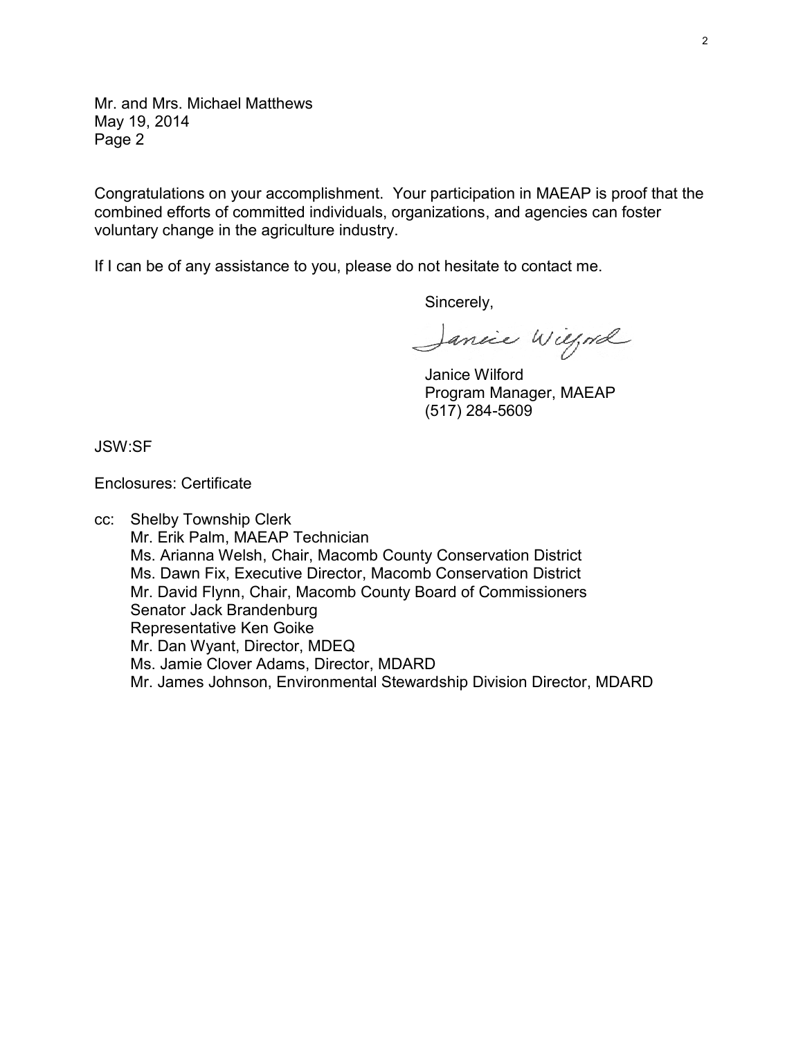Mr. and Mrs. Michael Matthews
May 19, 2014
Page 2

Congratulations on your accomplishment. Your participation in MAEAP is proof that the combined efforts of committed individuals, organizations, and agencies can foster voluntary change in the agriculture industry.

If I can be of any assistance to you, please do not hesitate to contact me.

Sincerely,

Janice Wilford

Janice Wilford
Program Manager, MAEAP
(517) 284-5609

JSW:SF

Enclosures: Certificate

cc: Shelby Township Clerk
Mr. Erik Palm, MAEAP Technician
Ms. Arianna Welsh, Chair, Macomb County Conservation District
Ms. Dawn Fix, Executive Director, Macomb Conservation District
Mr. David Flynn, Chair, Macomb County Board of Commissioners
Senator Jack Brandenburg
Representative Ken Goike
Mr. Dan Wyant, Director, MDEQ
Ms. Jamie Clover Adams, Director, MDARD
Mr. James Johnson, Environmental Stewardship Division Director, MDARD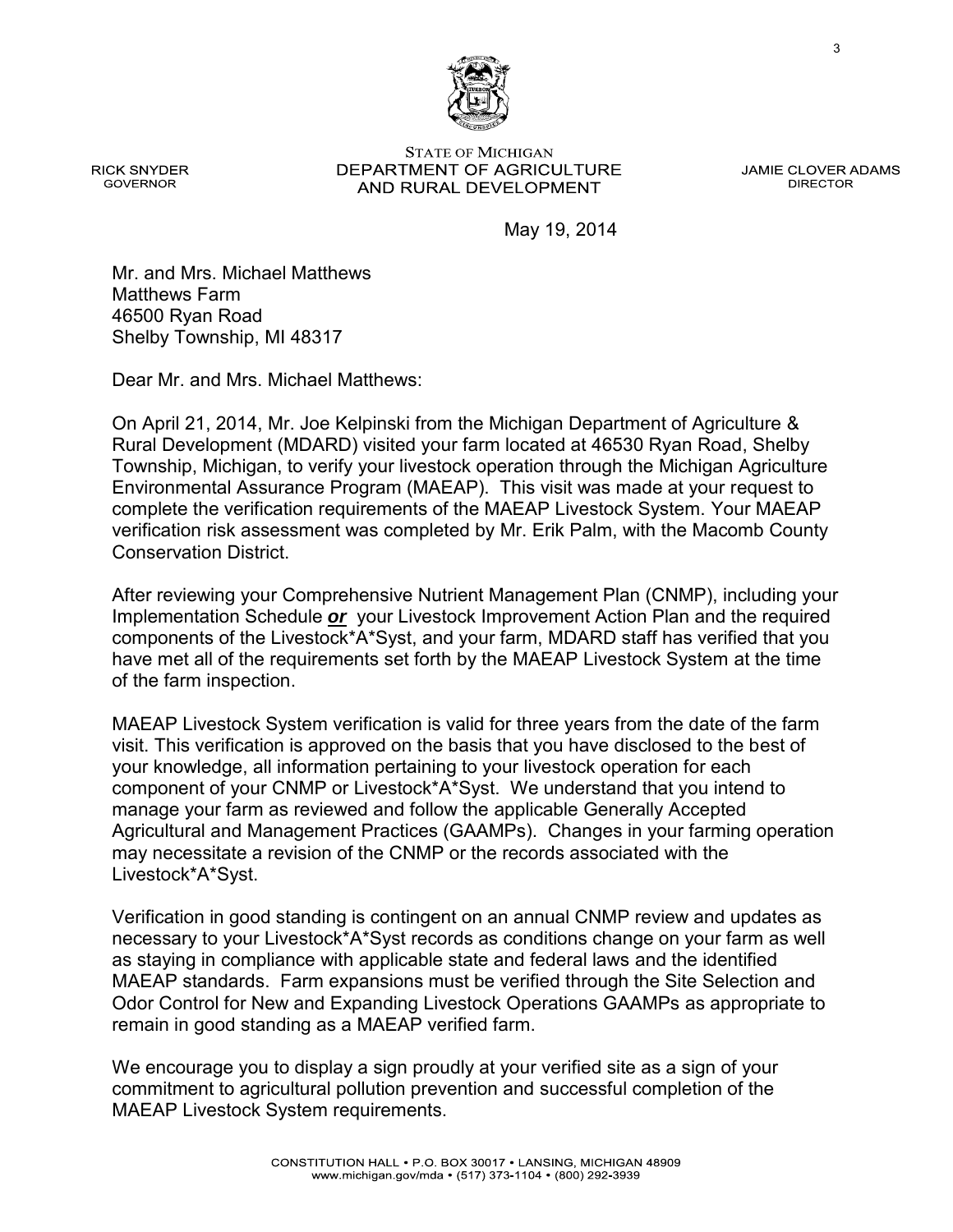STATE OF MICHIGAN
DEPARTMENT OF AGRICULTURE
AND RURAL DEVELOPMENT

RICK SNYDER
GOVERNOR

JAMIE CLOVER ADAMS
DIRECTOR

May 19, 2014

Mr. and Mrs. Michael Matthews
Matthews Farm
46500 Ryan Road
Shelby Township, MI 48317

Dear Mr. and Mrs. Michael Matthews:

On April 21, 2014, Mr. Joe Kelpinski from the Michigan Department of Agriculture & Rural Development (MDARD) visited your farm located at 46530 Ryan Road, Shelby Township, Michigan, to verify your livestock operation through the Michigan Agriculture Environmental Assurance Program (MAEAP). This visit was made at your request to complete the verification requirements of the MAEAP Livestock System. Your MAEAP verification risk assessment was completed by Mr. Erik Palm, with the Macomb County Conservation District.

After reviewing your Comprehensive Nutrient Management Plan (CNMP), including your Implementation Schedule ***or*** your Livestock Improvement Action Plan and the required components of the Livestock*A*Syst, and your farm, MDARD staff has verified that you have met all of the requirements set forth by the MAEAP Livestock System at the time of the farm inspection.

MAEAP Livestock System verification is valid for three years from the date of the farm visit. This verification is approved on the basis that you have disclosed to the best of your knowledge, all information pertaining to your livestock operation for each component of your CNMP or Livestock*A*Syst. We understand that you intend to manage your farm as reviewed and follow the applicable Generally Accepted Agricultural and Management Practices (GAAMPs). Changes in your farming operation may necessitate a revision of the CNMP or the records associated with the Livestock*A*Syst.

Verification in good standing is contingent on an annual CNMP review and updates as necessary to your Livestock*A*Syst records as conditions change on your farm as well as staying in compliance with applicable state and federal laws and the identified MAEAP standards. Farm expansions must be verified through the Site Selection and Odor Control for New and Expanding Livestock Operations GAAMPs as appropriate to remain in good standing as a MAEAP verified farm.

We encourage you to display a sign proudly at your verified site as a sign of your commitment to agricultural pollution prevention and successful completion of the MAEAP Livestock System requirements.

CONSTITUTION HALL • P.O. BOX 30017 • LANSING, MICHIGAN 48909
www.michigan.gov/mda • (517) 373-1104 • (800) 292-3939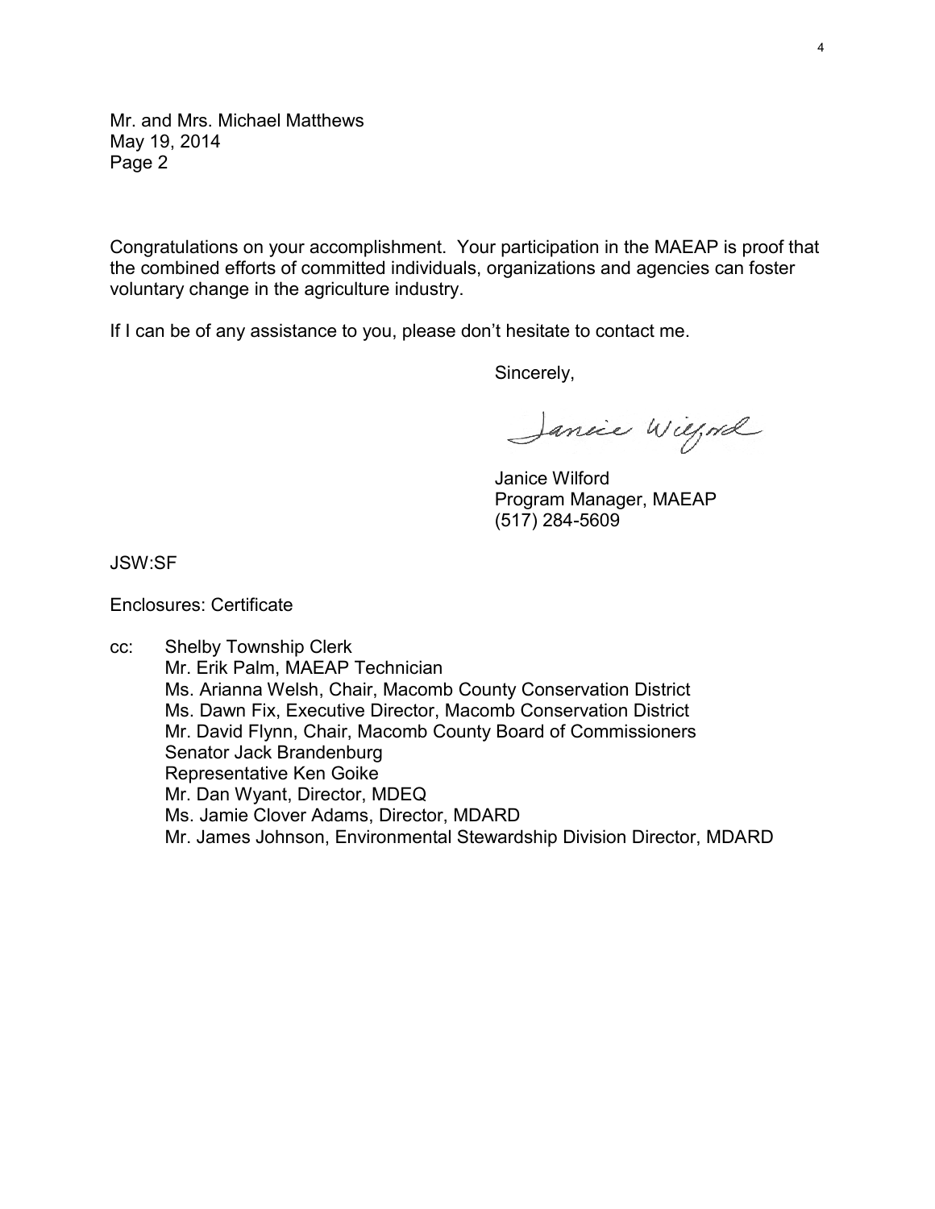Mr. and Mrs. Michael Matthews
May 19, 2014
Page 2

Congratulations on your accomplishment. Your participation in the MAEAP is proof that the combined efforts of committed individuals, organizations and agencies can foster voluntary change in the agriculture industry.

If I can be of any assistance to you, please don't hesitate to contact me.

Sincerely,

Janice Wilford

Janice Wilford
Program Manager, MAEAP
(517) 284-5609

JSW:SF

Enclosures: Certificate

cc: Shelby Township Clerk
Mr. Erik Palm, MAEAP Technician
Ms. Arianna Welsh, Chair, Macomb County Conservation District
Ms. Dawn Fix, Executive Director, Macomb Conservation District
Mr. David Flynn, Chair, Macomb County Board of Commissioners
Senator Jack Brandenburg
Representative Ken Goike
Mr. Dan Wyant, Director, MDEQ
Ms. Jamie Clover Adams, Director, MDARD
Mr. James Johnson, Environmental Stewardship Division Director, MDARD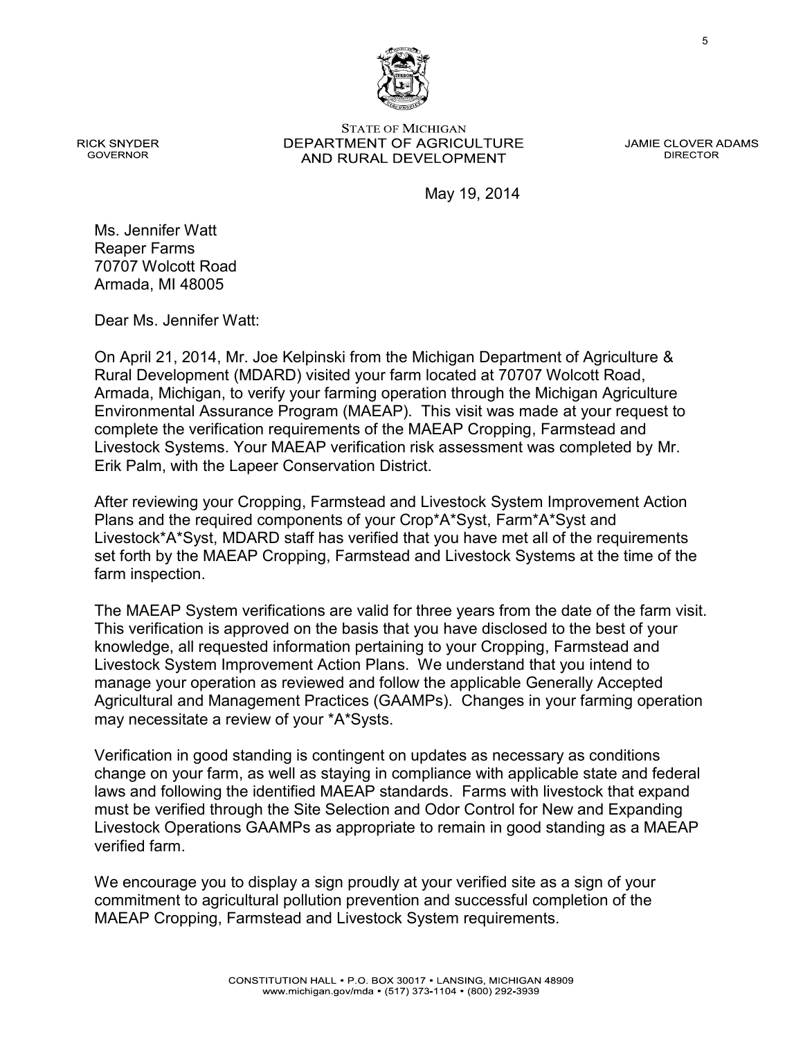STATE OF MICHIGAN
DEPARTMENT OF AGRICULTURE
AND RURAL DEVELOPMENT

RICK SNYDER
GOVERNOR

JAMIE CLOVER ADAMS
DIRECTOR

May 19, 2014

Ms. Jennifer Watt
Reaper Farms
70707 Wolcott Road
Armada, MI 48005

Dear Ms. Jennifer Watt:

On April 21, 2014, Mr. Joe Kelpinski from the Michigan Department of Agriculture & Rural Development (MDARD) visited your farm located at 70707 Wolcott Road, Armada, Michigan, to verify your farming operation through the Michigan Agriculture Environmental Assurance Program (MAEAP). This visit was made at your request to complete the verification requirements of the MAEAP Cropping, Farmstead and Livestock Systems. Your MAEAP verification risk assessment was completed by Mr. Erik Palm, with the Lapeer Conservation District.

After reviewing your Cropping, Farmstead and Livestock System Improvement Action Plans and the required components of your Crop*A*Syst, Farm*A*Syst and Livestock*A*Syst, MDARD staff has verified that you have met all of the requirements set forth by the MAEAP Cropping, Farmstead and Livestock Systems at the time of the farm inspection.

The MAEAP System verifications are valid for three years from the date of the farm visit. This verification is approved on the basis that you have disclosed to the best of your knowledge, all requested information pertaining to your Cropping, Farmstead and Livestock System Improvement Action Plans. We understand that you intend to manage your operation as reviewed and follow the applicable Generally Accepted Agricultural and Management Practices (GAAMPs). Changes in your farming operation may necessitate a review of your *A*Systs.

Verification in good standing is contingent on updates as necessary as conditions change on your farm, as well as staying in compliance with applicable state and federal laws and following the identified MAEAP standards. Farms with livestock that expand must be verified through the Site Selection and Odor Control for New and Expanding Livestock Operations GAAMPs as appropriate to remain in good standing as a MAEAP verified farm.

We encourage you to display a sign proudly at your verified site as a sign of your commitment to agricultural pollution prevention and successful completion of the MAEAP Cropping, Farmstead and Livestock System requirements.

CONSTITUTION HALL • P.O. BOX 30017 • LANSING, MICHIGAN 48909
www.michigan.gov/mda • (517) 373-1104 • (800) 292-3939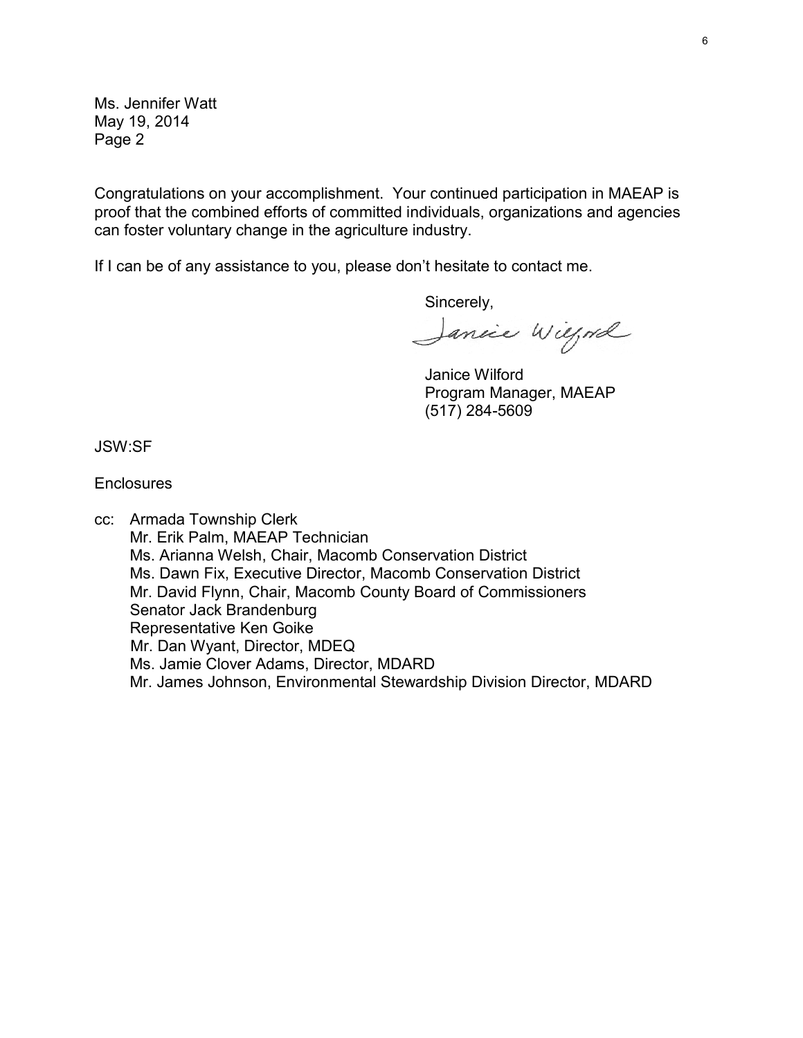Ms. Jennifer Watt
May 19, 2014
Page 2

Congratulations on your accomplishment. Your continued participation in MAEAP is proof that the combined efforts of committed individuals, organizations and agencies can foster voluntary change in the agriculture industry.

If I can be of any assistance to you, please don't hesitate to contact me.

Sincerely,

Janice Wilford

Janice Wilford
Program Manager, MAEAP
(517) 284-5609

JSW:SF

Enclosures

cc: Armada Township Clerk
Mr. Erik Palm, MAEAP Technician
Ms. Arianna Welsh, Chair, Macomb Conservation District
Ms. Dawn Fix, Executive Director, Macomb Conservation District
Mr. David Flynn, Chair, Macomb County Board of Commissioners
Senator Jack Brandenburg
Representative Ken Goike
Mr. Dan Wyant, Director, MDEQ
Ms. Jamie Clover Adams, Director, MDARD
Mr. James Johnson, Environmental Stewardship Division Director, MDARD